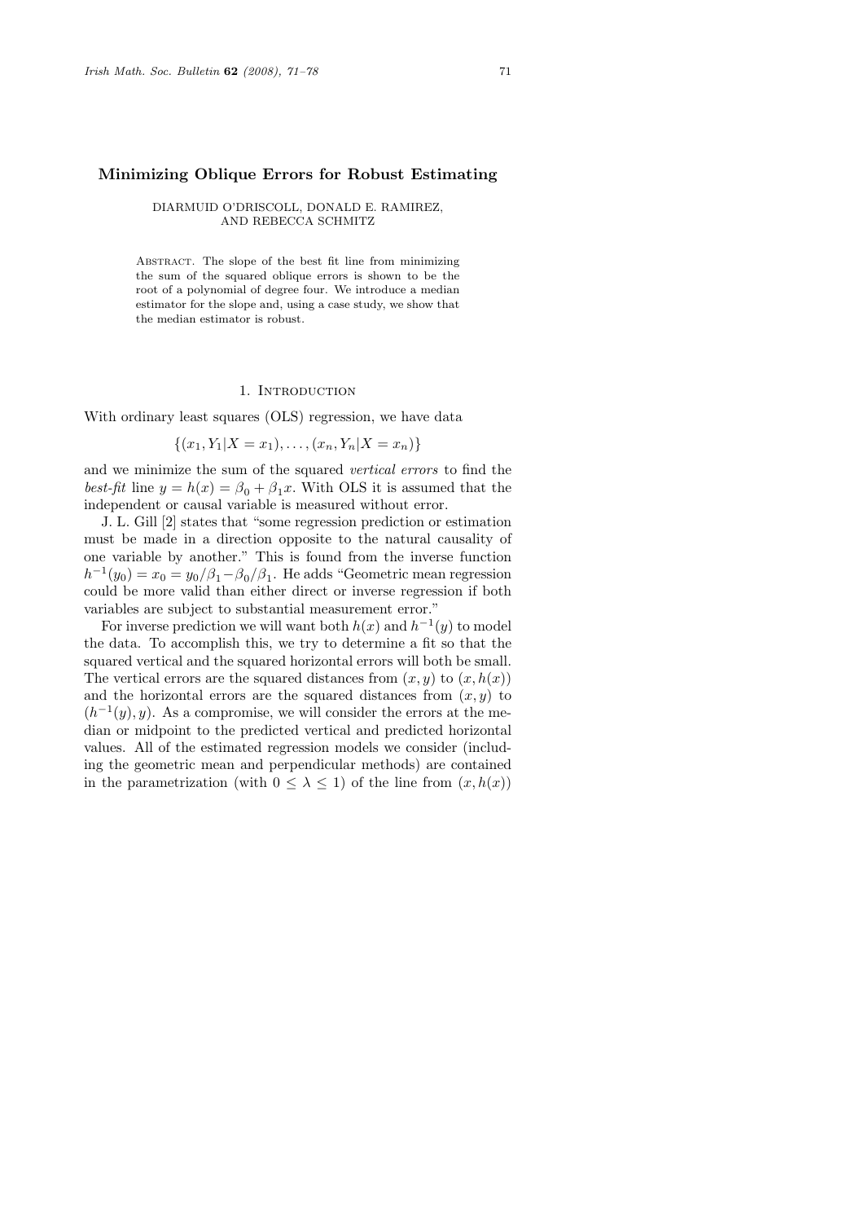# Minimizing Oblique Errors for Robust Estimating

DIARMUID O'DRISCOLL, DONALD E. RAMIREZ, AND REBECCA SCHMITZ

Abstract. The slope of the best fit line from minimizing the sum of the squared oblique errors is shown to be the root of a polynomial of degree four. We introduce a median estimator for the slope and, using a case study, we show that the median estimator is robust.

## 1. Introduction

With ordinary least squares (OLS) regression, we have data

$$\{(x_1, Y_1|X = x_1), \ldots, (x_n, Y_n|X = x_n)\}$$

and we minimize the sum of the squared *vertical errors* to find the *best-fit* line $y = h(x) = \beta_0 + \beta_1 x$. With OLS it is assumed that the independent or causal variable is measured without error.

J. L. Gill [2] states that "some regression prediction or estimation must be made in a direction opposite to the natural causality of one variable by another." This is found from the inverse function $h^{-1}(y_0) = x_0 = y_0/\beta_1 - \beta_0/\beta_1$. He adds "Geometric mean regression could be more valid than either direct or inverse regression if both variables are subject to substantial measurement error."

For inverse prediction we will want both $h(x)$ and $h^{-1}(y)$ to model the data. To accomplish this, we try to determine a fit so that the squared vertical and the squared horizontal errors will both be small. The vertical errors are the squared distances from $(x, y)$ to $(x, h(x))$ and the horizontal errors are the squared distances from $(x, y)$ to $(h^{-1}(y), y)$. As a compromise, we will consider the errors at the median or midpoint to the predicted vertical and predicted horizontal values. All of the estimated regression models we consider (including the geometric mean and perpendicular methods) are contained in the parametrization (with $0 \le \lambda \le 1$) of the line from $(x, h(x))$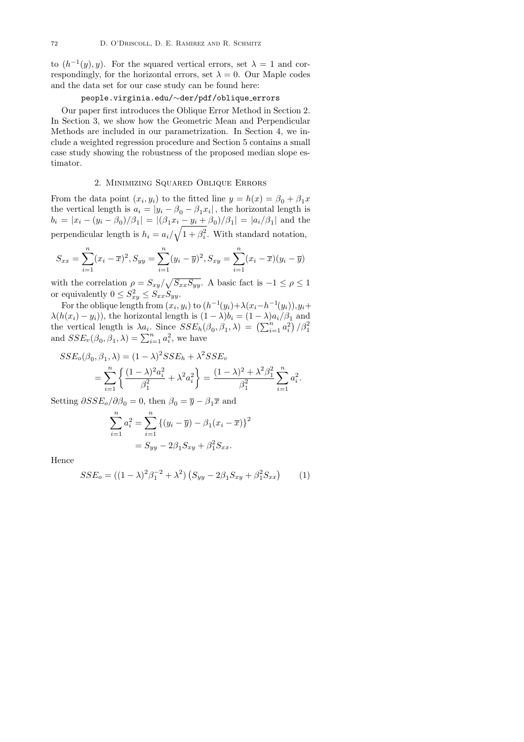to $(h^{-1}(y), y)$. For the squared vertical errors, set $\lambda = 1$ and correspondingly, for the horizontal errors, set $\lambda = 0$. Our Maple codes and the data set for our case study can be found here:

people.virginia.edu/∼der/pdf/oblique_errors

Our paper first introduces the Oblique Error Method in Section 2. In Section 3, we show how the Geometric Mean and Perpendicular Methods are included in our parametrization. In Section 4, we include a weighted regression procedure and Section 5 contains a small case study showing the robustness of the proposed median slope estimator.

## 2. Minimizing Squared Oblique Errors

From the data point $(x_i, y_i)$ to the fitted line $y = h(x) = \beta_0 + \beta_1 x$ the vertical length is $a_i = |y_i - \beta_0 - \beta_1 x_i|$, the horizontal length is $b_i = |x_i - (y_i - \beta_0)/\beta_1| = |(\beta_1 x_i - y_i + \beta_0)/\beta_1| = |a_i/\beta_1|$ and the perpendicular length is $h_i = a_i/\sqrt{1+\beta_i^2}$. With standard notation,

$$S_{xx} = \sum_{i=1}^{n}(x_i - \overline{x})^2, S_{yy} = \sum_{i=1}^{n}(y_i - \overline{y})^2, S_{xy} = \sum_{i=1}^{n}(x_i - \overline{x})(y_i - \overline{y})$$

with the correlation $\rho = S_{xy}/\sqrt{S_{xx}S_{yy}}$. A basic fact is $-1 \leq \rho \leq 1$ or equivalently $0 \leq S_{xy}^2 \leq S_{xx}S_{yy}$.

For the oblique length from $(x_i, y_i)$ to $(h^{-1}(y_i)+\lambda(x_i - h^{-1}(y_i)), y_i + \lambda(h(x_i) - y_i))$, the horizontal length is $(1-\lambda)b_i = (1-\lambda)a_i/\beta_1$ and the vertical length is $\lambda a_i$. Since $SSE_h(\beta_0, \beta_1, \lambda) = \left(\sum_{i=1}^{n} a_i^2\right)/\beta_1^2$ and $SSE_v(\beta_0, \beta_1, \lambda) = \sum_{i=1}^{n} a_i^2$, we have

$$\begin{aligned}
SSE_o(\beta_0, \beta_1, \lambda) &= (1-\lambda)^2 SSE_h + \lambda^2 SSE_v \\
&= \sum_{i=1}^{n}\left\{\frac{(1-\lambda)^2 a_i^2}{\beta_1^2} + \lambda^2 a_i^2\right\} = \frac{(1-\lambda)^2 + \lambda^2\beta_1^2}{\beta_1^2}\sum_{i=1}^{n} a_i^2.
\end{aligned}$$

Setting $\partial SSE_o/\partial\beta_0 = 0$, then $\beta_0 = \overline{y} - \beta_1\overline{x}$ and

$$\begin{aligned}
\sum_{i=1}^{n} a_i^2 &= \sum_{i=1}^{n}\left\{(y_i - \overline{y}) - \beta_1(x_i - \overline{x})\right\}^2 \\
&= S_{yy} - 2\beta_1 S_{xy} + \beta_1^2 S_{xx}.
\end{aligned}$$

Hence

$$SSE_o = ((1-\lambda)^2\beta_1^{-2} + \lambda^2)\left(S_{yy} - 2\beta_1 S_{xy} + \beta_1^2 S_{xx}\right) \qquad (1)$$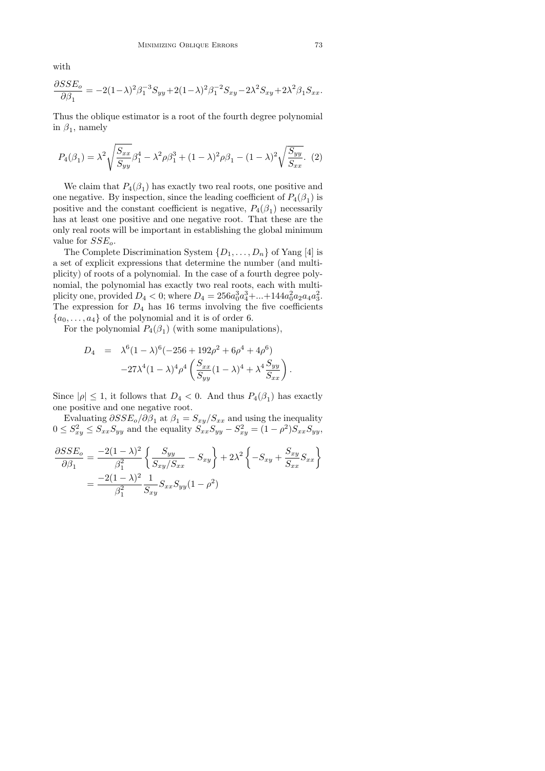with

$$\frac{\partial SSE_o}{\partial \beta_1} = -2(1-\lambda)^2 \beta_1^{-3} S_{yy} + 2(1-\lambda)^2 \beta_1^{-2} S_{xy} - 2\lambda^2 S_{xy} + 2\lambda^2 \beta_1 S_{xx}.$$

Thus the oblique estimator is a root of the fourth degree polynomial in $\beta_1$, namely

$$P_4(\beta_1) = \lambda^2 \sqrt{\frac{S_{xx}}{S_{yy}}} \beta_1^4 - \lambda^2 \rho \beta_1^3 + (1-\lambda)^2 \rho \beta_1 - (1-\lambda)^2 \sqrt{\frac{S_{yy}}{S_{xx}}}. \quad (2)$$

We claim that $P_4(\beta_1)$ has exactly two real roots, one positive and one negative. By inspection, since the leading coefficient of $P_4(\beta_1)$ is positive and the constant coefficient is negative, $P_4(\beta_1)$ necessarily has at least one positive and one negative root. That these are the only real roots will be important in establishing the global minimum value for $SSE_o$.

The Complete Discrimination System $\{D_1, \ldots, D_n\}$ of Yang [4] is a set of explicit expressions that determine the number (and multiplicity) of roots of a polynomial. In the case of a fourth degree polynomial, the polynomial has exactly two real roots, each with multiplicity one, provided $D_4 < 0$; where $D_4 = 256a_0^3 a_4^3 + ... + 144a_0^2 a_2 a_4 a_3^2$. The expression for $D_4$ has 16 terms involving the five coefficients $\{a_0, \ldots, a_4\}$ of the polynomial and it is of order 6.

For the polynomial $P_4(\beta_1)$ (with some manipulations),

$$\begin{aligned} D_4 &= \lambda^6 (1-\lambda)^6 (-256 + 192\rho^2 + 6\rho^4 + 4\rho^6) \\ &\quad -27\lambda^4 (1-\lambda)^4 \rho^4 \left( \frac{S_{xx}}{S_{yy}} (1-\lambda)^4 + \lambda^4 \frac{S_{yy}}{S_{xx}} \right). \end{aligned}$$

Since $|\rho| \leq 1$, it follows that $D_4 < 0$. And thus $P_4(\beta_1)$ has exactly one positive and one negative root.

Evaluating $\partial SSE_o / \partial \beta_1$ at $\beta_1 = S_{xy}/S_{xx}$ and using the inequality $0 \leq S_{xy}^2 \leq S_{xx} S_{yy}$ and the equality $S_{xx} S_{yy} - S_{xy}^2 = (1-\rho^2) S_{xx} S_{yy}$,

$$\begin{aligned} \frac{\partial SSE_o}{\partial \beta_1} &= \frac{-2(1-\lambda)^2}{\beta_1^2} \left\{ \frac{S_{yy}}{S_{xy}/S_{xx}} - S_{xy} \right\} + 2\lambda^2 \left\{ -S_{xy} + \frac{S_{xy}}{S_{xx}} S_{xx} \right\} \\ &= \frac{-2(1-\lambda)^2}{\beta_1^2} \frac{1}{S_{xy}} S_{xx} S_{yy} (1-\rho^2) \end{aligned}$$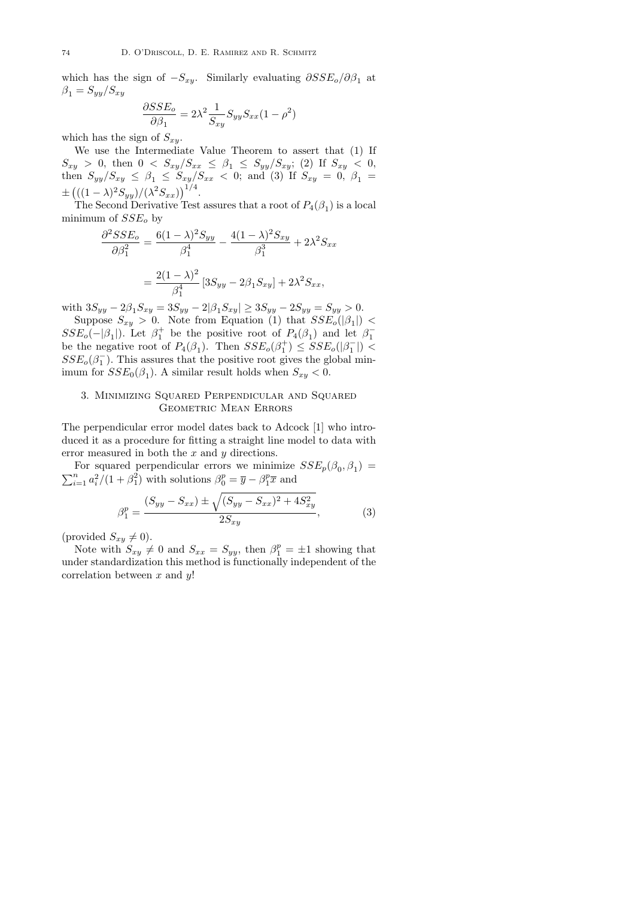which has the sign of $-S_{xy}$. Similarly evaluating $\partial SSE_o/\partial\beta_1$ at $\beta_1 = S_{yy}/S_{xy}$

$$\frac{\partial SSE_o}{\partial \beta_1} = 2\lambda^2 \frac{1}{S_{xy}} S_{yy} S_{xx}(1-\rho^2)$$

which has the sign of $S_{xy}$.

We use the Intermediate Value Theorem to assert that (1) If $S_{xy} > 0$, then $0 < S_{xy}/S_{xx} \le \beta_1 \le S_{yy}/S_{xy}$; (2) If $S_{xy} < 0$, then $S_{yy}/S_{xy} \le \beta_1 \le S_{xy}/S_{xx} < 0$; and (3) If $S_{xy} = 0$, $\beta_1 = \pm\left(((1-\lambda)^2 S_{yy})/(\lambda^2 S_{xx})\right)^{1/4}$.

The Second Derivative Test assures that a root of $P_4(\beta_1)$ is a local minimum of $SSE_o$ by

$$\frac{\partial^2 SSE_o}{\partial \beta_1^2} = \frac{6(1-\lambda)^2 S_{yy}}{\beta_1^4} - \frac{4(1-\lambda)^2 S_{xy}}{\beta_1^3} + 2\lambda^2 S_{xx}$$

$$= \frac{2(1-\lambda)^2}{\beta_1^4}\left[3S_{yy} - 2\beta_1 S_{xy}\right] + 2\lambda^2 S_{xx},$$

with $3S_{yy} - 2\beta_1 S_{xy} = 3S_{yy} - 2|\beta_1 S_{xy}| \ge 3S_{yy} - 2S_{yy} = S_{yy} > 0$.

Suppose $S_{xy} > 0$. Note from Equation (1) that $SSE_o(|\beta_1|) < SSE_o(-|\beta_1|)$. Let $\beta_1^+$ be the positive root of $P_4(\beta_1)$ and let $\beta_1^-$ be the negative root of $P_4(\beta_1)$. Then $SSE_o(\beta_1^+) \le SSE_o(|\beta_1^-|) < SSE_o(\beta_1^-)$. This assures that the positive root gives the global minimum for $SSE_0(\beta_1)$. A similar result holds when $S_{xy} < 0$.

## 3. Minimizing Squared Perpendicular and Squared Geometric Mean Errors

The perpendicular error model dates back to Adcock [1] who introduced it as a procedure for fitting a straight line model to data with error measured in both the $x$ and $y$ directions.

For squared perpendicular errors we minimize $SSE_p(\beta_0, \beta_1) = \sum_{i=1}^n a_i^2/(1+\beta_1^2)$ with solutions $\beta_0^p = \overline{y} - \beta_1^p \overline{x}$ and

$$\beta_1^p = \frac{(S_{yy} - S_{xx}) \pm \sqrt{(S_{yy} - S_{xx})^2 + 4S_{xy}^2}}{2S_{xy}}, \tag{3}$$

(provided $S_{xy} \neq 0$).

Note with $S_{xy} \neq 0$ and $S_{xx} = S_{yy}$, then $\beta_1^p = \pm 1$ showing that under standardization this method is functionally independent of the correlation between $x$ and $y$!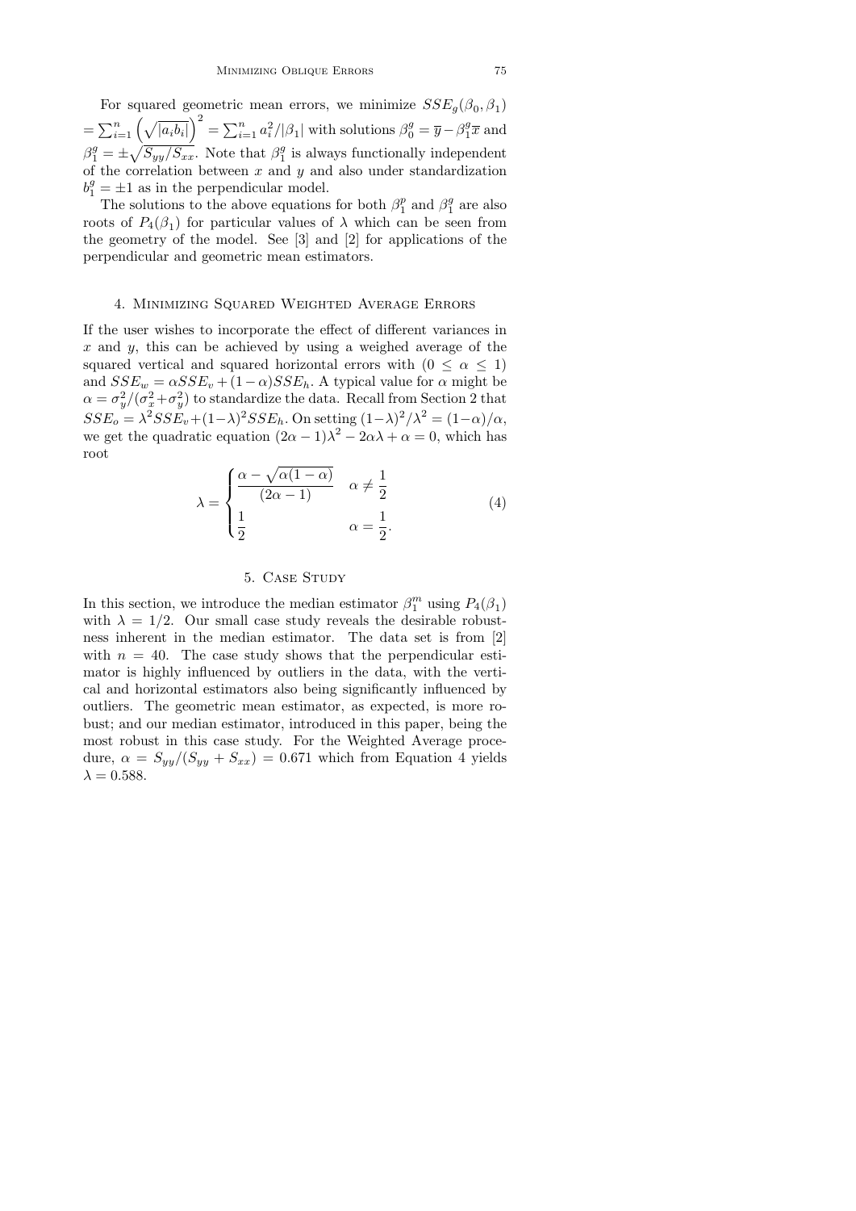For squared geometric mean errors, we minimize $SSE_g(\beta_0, \beta_1) = \sum_{i=1}^{n} \left(\sqrt{|a_i b_i|}\right)^2 = \sum_{i=1}^{n} a_i^2/|\beta_1|$ with solutions $\beta_0^g = \overline{y} - \beta_1^g \overline{x}$ and $\beta_1^g = \pm\sqrt{S_{yy}/S_{xx}}$. Note that $\beta_1^g$ is always functionally independent of the correlation between $x$ and $y$ and also under standardization $b_1^g = \pm 1$ as in the perpendicular model.

The solutions to the above equations for both $\beta_1^p$ and $\beta_1^g$ are also roots of $P_4(\beta_1)$ for particular values of $\lambda$ which can be seen from the geometry of the model. See [3] and [2] for applications of the perpendicular and geometric mean estimators.

## 4. Minimizing Squared Weighted Average Errors

If the user wishes to incorporate the effect of different variances in $x$ and $y$, this can be achieved by using a weighed average of the squared vertical and squared horizontal errors with $(0 \leq \alpha \leq 1)$ and $SSE_w = \alpha SSE_v + (1-\alpha) SSE_h$. A typical value for $\alpha$ might be $\alpha = \sigma_y^2/(\sigma_x^2 + \sigma_y^2)$ to standardize the data. Recall from Section 2 that $SSE_o = \lambda^2 SSE_v + (1-\lambda)^2 SSE_h$. On setting $(1-\lambda)^2/\lambda^2 = (1-\alpha)/\alpha$, we get the quadratic equation $(2\alpha - 1)\lambda^2 - 2\alpha\lambda + \alpha = 0$, which has root

$$\lambda = \begin{cases} \dfrac{\alpha - \sqrt{\alpha(1-\alpha)}}{(2\alpha - 1)} & \alpha \neq \dfrac{1}{2} \\[2ex] \dfrac{1}{2} & \alpha = \dfrac{1}{2}. \end{cases} \tag{4}$$

## 5. Case Study

In this section, we introduce the median estimator $\beta_1^m$ using $P_4(\beta_1)$ with $\lambda = 1/2$. Our small case study reveals the desirable robustness inherent in the median estimator. The data set is from [2] with $n = 40$. The case study shows that the perpendicular estimator is highly influenced by outliers in the data, with the vertical and horizontal estimators also being significantly influenced by outliers. The geometric mean estimator, as expected, is more robust; and our median estimator, introduced in this paper, being the most robust in this case study. For the Weighted Average procedure, $\alpha = S_{yy}/(S_{yy} + S_{xx}) = 0.671$ which from Equation 4 yields $\lambda = 0.588$.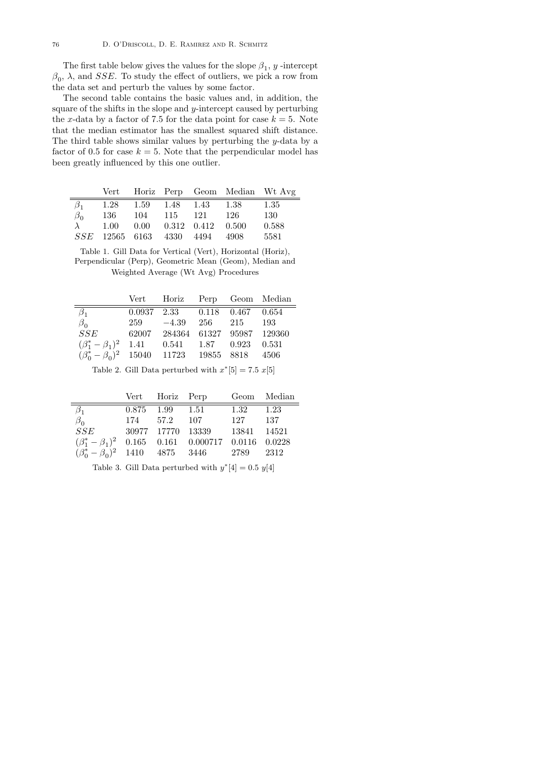The first table below gives the values for the slope $\beta_1$, $y$ -intercept $\beta_0$, $\lambda$, and $SSE$. To study the effect of outliers, we pick a row from the data set and perturb the values by some factor.

The second table contains the basic values and, in addition, the square of the shifts in the slope and $y$-intercept caused by perturbing the $x$-data by a factor of 7.5 for the data point for case $k = 5$. Note that the median estimator has the smallest squared shift distance. The third table shows similar values by perturbing the $y$-data by a factor of 0.5 for case $k = 5$. Note that the perpendicular model has been greatly influenced by this one outlier.

| | Vert | Horiz | Perp | Geom | Median | Wt Avg |
|---|---|---|---|---|---|---|
| $\beta_1$ | 1.28 | 1.59 | 1.48 | 1.43 | 1.38 | 1.35 |
| $\beta_0$ | 136 | 104 | 115 | 121 | 126 | 130 |
| $\lambda$ | 1.00 | 0.00 | 0.312 | 0.412 | 0.500 | 0.588 |
| $SSE$ | 12565 | 6163 | 4330 | 4494 | 4908 | 5581 |

Table 1. Gill Data for Vertical (Vert), Horizontal (Horiz), Perpendicular (Perp), Geometric Mean (Geom), Median and Weighted Average (Wt Avg) Procedures

| | Vert | Horiz | Perp | Geom | Median |
|---|---|---|---|---|---|
| $\beta_1$ | 0.0937 | 2.33 | 0.118 | 0.467 | 0.654 |
| $\beta_0$ | 259 | $-4.39$ | 256 | 215 | 193 |
| $SSE$ | 62007 | 284364 | 61327 | 95987 | 129360 |
| $(\beta_1^* - \beta_1)^2$ | 1.41 | 0.541 | 1.87 | 0.923 | 0.531 |
| $(\beta_0^* - \beta_0)^2$ | 15040 | 11723 | 19855 | 8818 | 4506 |

Table 2. Gill Data perturbed with $x^*[5] = 7.5\ x[5]$

| | Vert | Horiz | Perp | Geom | Median |
|---|---|---|---|---|---|
| $\beta_1$ | 0.875 | 1.99 | 1.51 | 1.32 | 1.23 |
| $\beta_0$ | 174 | 57.2 | 107 | 127 | 137 |
| $SSE$ | 30977 | 17770 | 13339 | 13841 | 14521 |
| $(\beta_1^* - \beta_1)^2$ | 0.165 | 0.161 | 0.000717 | 0.0116 | 0.0228 |
| $(\beta_0^* - \beta_0)^2$ | 1410 | 4875 | 3446 | 2789 | 2312 |

Table 3. Gill Data perturbed with $y^*[4] = 0.5\ y[4]$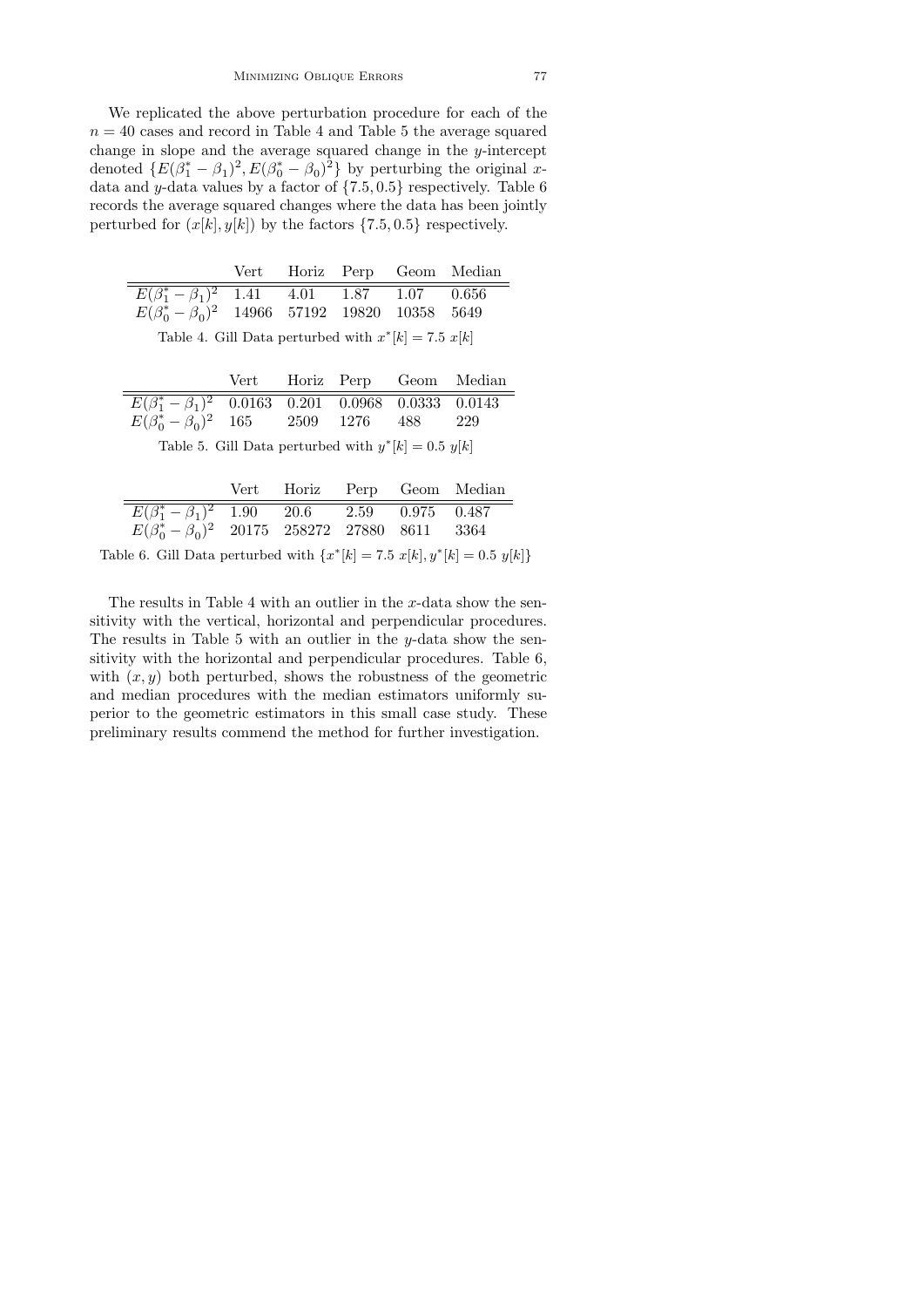We replicated the above perturbation procedure for each of the $n = 40$ cases and record in Table 4 and Table 5 the average squared change in slope and the average squared change in the $y$-intercept denoted $\{E(\beta_1^* - \beta_1)^2, E(\beta_0^* - \beta_0)^2\}$ by perturbing the original $x$-data and $y$-data values by a factor of $\{7.5, 0.5\}$ respectively. Table 6 records the average squared changes where the data has been jointly perturbed for $(x[k], y[k])$ by the factors $\{7.5, 0.5\}$ respectively.

| | Vert | Horiz | Perp | Geom | Median |
|---|---|---|---|---|---|
| $E(\beta_1^* - \beta_1)^2$ | 1.41 | 4.01 | 1.87 | 1.07 | 0.656 |
| $E(\beta_0^* - \beta_0)^2$ | 14966 | 57192 | 19820 | 10358 | 5649 |

Table 4. Gill Data perturbed with $x^*[k] = 7.5\ x[k]$

| | Vert | Horiz | Perp | Geom | Median |
|---|---|---|---|---|---|
| $E(\beta_1^* - \beta_1)^2$ | 0.0163 | 0.201 | 0.0968 | 0.0333 | 0.0143 |
| $E(\beta_0^* - \beta_0)^2$ | 165 | 2509 | 1276 | 488 | 229 |

Table 5. Gill Data perturbed with $y^*[k] = 0.5\ y[k]$

| | Vert | Horiz | Perp | Geom | Median |
|---|---|---|---|---|---|
| $E(\beta_1^* - \beta_1)^2$ | 1.90 | 20.6 | 2.59 | 0.975 | 0.487 |
| $E(\beta_0^* - \beta_0)^2$ | 20175 | 258272 | 27880 | 8611 | 3364 |

Table 6. Gill Data perturbed with $\{x^*[k] = 7.5\ x[k], y^*[k] = 0.5\ y[k]\}$

The results in Table 4 with an outlier in the $x$-data show the sensitivity with the vertical, horizontal and perpendicular procedures. The results in Table 5 with an outlier in the $y$-data show the sensitivity with the horizontal and perpendicular procedures. Table 6, with $(x, y)$ both perturbed, shows the robustness of the geometric and median procedures with the median estimators uniformly superior to the geometric estimators in this small case study. These preliminary results commend the method for further investigation.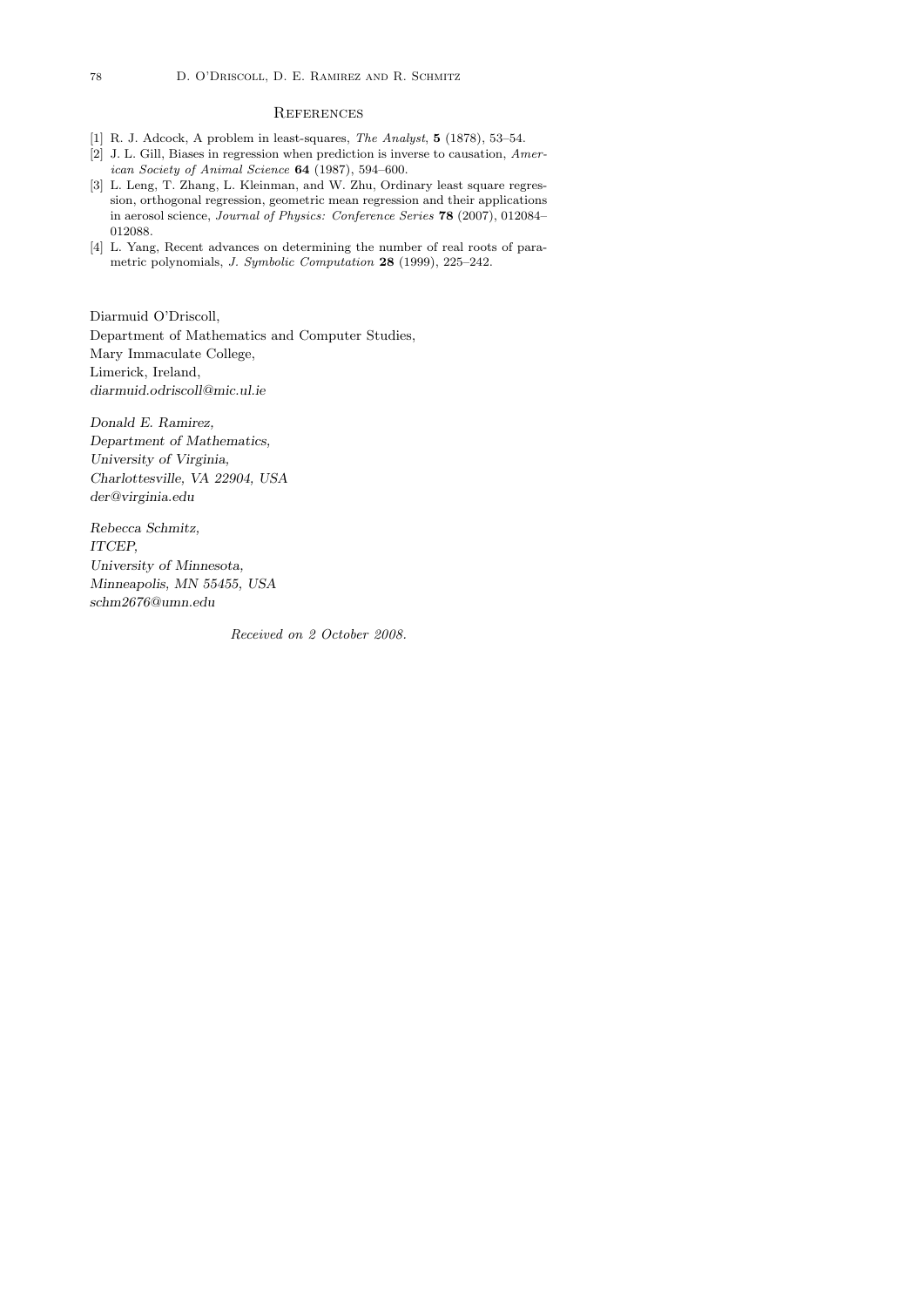## References

[1] R. J. Adcock, A problem in least-squares, *The Analyst*, **5** (1878), 53–54.

[2] J. L. Gill, Biases in regression when prediction is inverse to causation, *American Society of Animal Science* **64** (1987), 594–600.

[3] L. Leng, T. Zhang, L. Kleinman, and W. Zhu, Ordinary least square regression, orthogonal regression, geometric mean regression and their applications in aerosol science, *Journal of Physics: Conference Series* **78** (2007), 012084–012088.

[4] L. Yang, Recent advances on determining the number of real roots of parametric polynomials, *J. Symbolic Computation* **28** (1999), 225–242.

Diarmuid O'Driscoll,
Department of Mathematics and Computer Studies,
Mary Immaculate College,
Limerick, Ireland,
*diarmuid.odriscoll@mic.ul.ie*

*Donald E. Ramirez,*
*Department of Mathematics,*
*University of Virginia,*
*Charlottesville, VA 22904, USA*
*der@virginia.edu*

*Rebecca Schmitz,*
*ITCEP,*
*University of Minnesota,*
*Minneapolis, MN 55455, USA*
*schm2676@umn.edu*

*Received on 2 October 2008.*